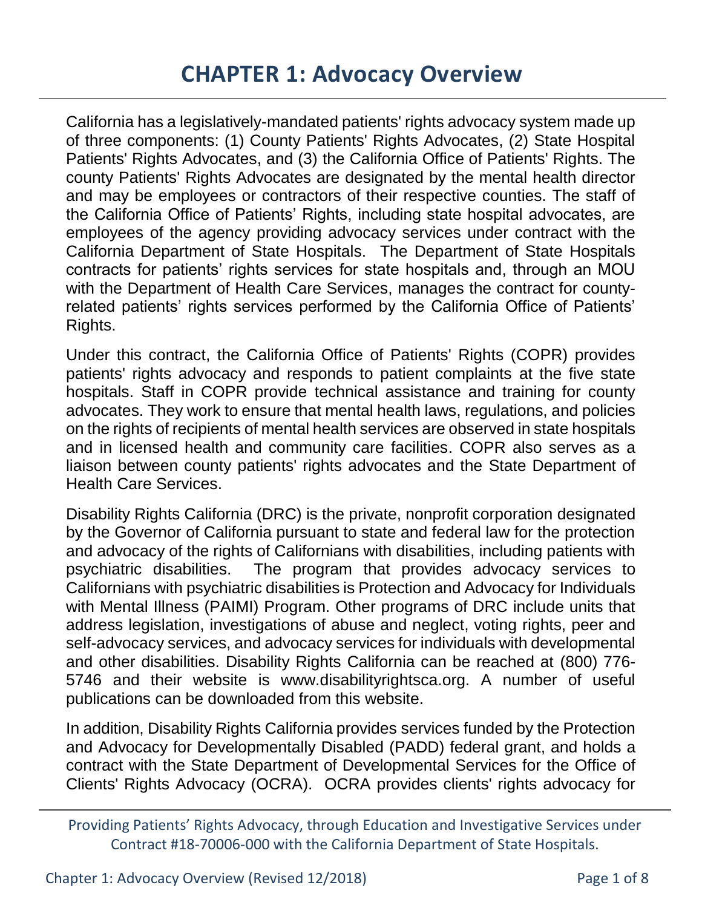# CHAPTER 1: Advocacy Overview

California has a legislatively-mandated patients' rights advocacy system made up of three components: (1) County Patients' Rights Advocates, (2) State Hospital Patients' Rights Advocates, and (3) the California Office of Patients' Rights. The county Patients' Rights Advocates are designated by the mental health director and may be employees or contractors of their respective counties. The staff of the California Office of Patients' Rights, including state hospital advocates, are employees of the agency providing advocacy services under contract with the California Department of State Hospitals. The Department of State Hospitals contracts for patients' rights services for state hospitals and, through an MOU with the Department of Health Care Services, manages the contract for county-related patients' rights services performed by the California Office of Patients' Rights.

Under this contract, the California Office of Patients' Rights (COPR) provides patients' rights advocacy and responds to patient complaints at the five state hospitals. Staff in COPR provide technical assistance and training for county advocates. They work to ensure that mental health laws, regulations, and policies on the rights of recipients of mental health services are observed in state hospitals and in licensed health and community care facilities. COPR also serves as a liaison between county patients' rights advocates and the State Department of Health Care Services.

Disability Rights California (DRC) is the private, nonprofit corporation designated by the Governor of California pursuant to state and federal law for the protection and advocacy of the rights of Californians with disabilities, including patients with psychiatric disabilities. The program that provides advocacy services to Californians with psychiatric disabilities is Protection and Advocacy for Individuals with Mental Illness (PAIMI) Program. Other programs of DRC include units that address legislation, investigations of abuse and neglect, voting rights, peer and self-advocacy services, and advocacy services for individuals with developmental and other disabilities. Disability Rights California can be reached at (800) 776-5746 and their website is www.disabilityrightsca.org. A number of useful publications can be downloaded from this website.

In addition, Disability Rights California provides services funded by the Protection and Advocacy for Developmentally Disabled (PADD) federal grant, and holds a contract with the State Department of Developmental Services for the Office of Clients' Rights Advocacy (OCRA). OCRA provides clients' rights advocacy for

Providing Patients' Rights Advocacy, through Education and Investigative Services under Contract #18-70006-000 with the California Department of State Hospitals.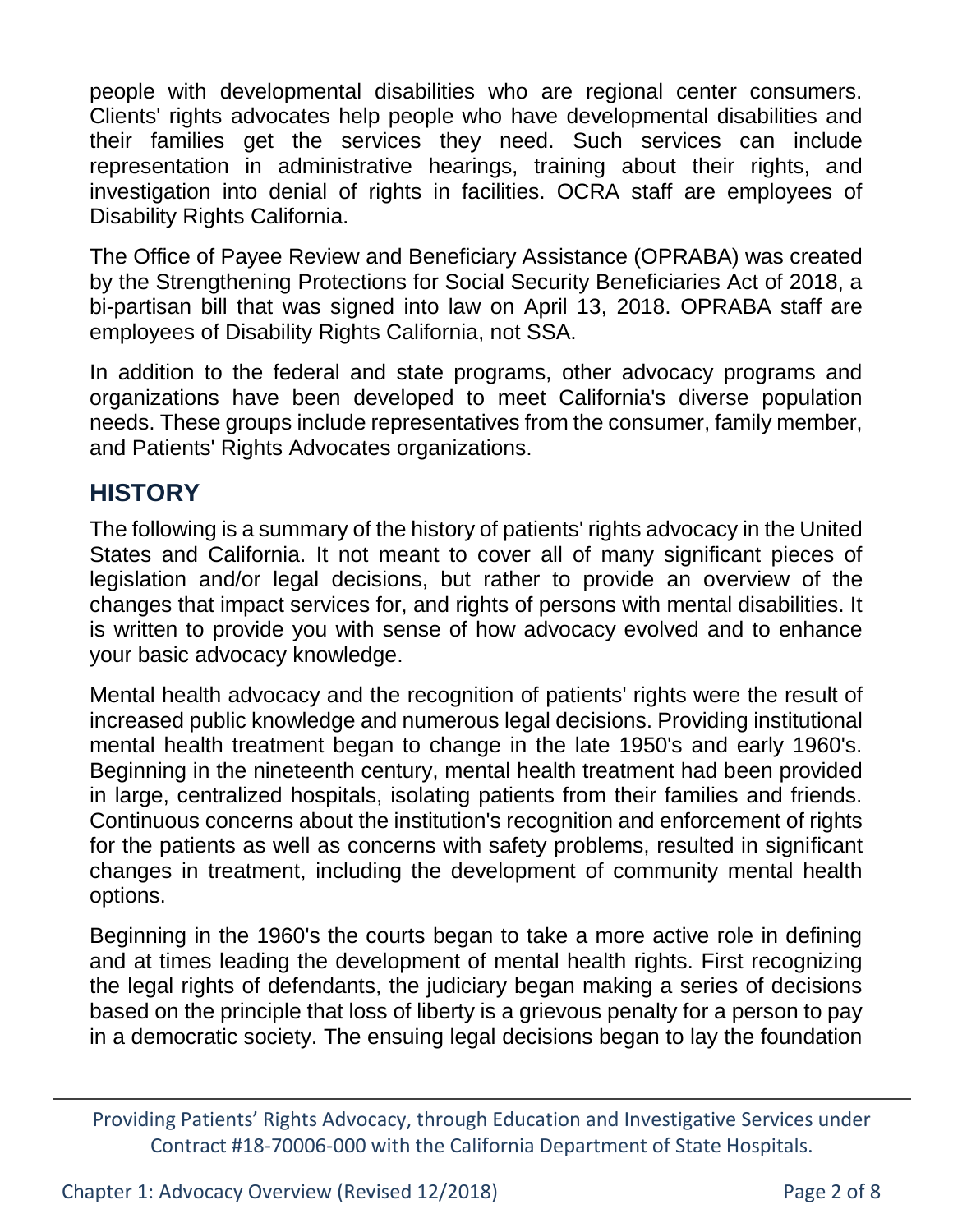people with developmental disabilities who are regional center consumers. Clients' rights advocates help people who have developmental disabilities and their families get the services they need. Such services can include representation in administrative hearings, training about their rights, and investigation into denial of rights in facilities. OCRA staff are employees of Disability Rights California.

The Office of Payee Review and Beneficiary Assistance (OPRABA) was created by the Strengthening Protections for Social Security Beneficiaries Act of 2018, a bi-partisan bill that was signed into law on April 13, 2018. OPRABA staff are employees of Disability Rights California, not SSA.

In addition to the federal and state programs, other advocacy programs and organizations have been developed to meet California's diverse population needs. These groups include representatives from the consumer, family member, and Patients' Rights Advocates organizations.

## HISTORY

The following is a summary of the history of patients' rights advocacy in the United States and California. It not meant to cover all of many significant pieces of legislation and/or legal decisions, but rather to provide an overview of the changes that impact services for, and rights of persons with mental disabilities. It is written to provide you with sense of how advocacy evolved and to enhance your basic advocacy knowledge.

Mental health advocacy and the recognition of patients' rights were the result of increased public knowledge and numerous legal decisions. Providing institutional mental health treatment began to change in the late 1950's and early 1960's. Beginning in the nineteenth century, mental health treatment had been provided in large, centralized hospitals, isolating patients from their families and friends. Continuous concerns about the institution's recognition and enforcement of rights for the patients as well as concerns with safety problems, resulted in significant changes in treatment, including the development of community mental health options.

Beginning in the 1960's the courts began to take a more active role in defining and at times leading the development of mental health rights. First recognizing the legal rights of defendants, the judiciary began making a series of decisions based on the principle that loss of liberty is a grievous penalty for a person to pay in a democratic society. The ensuing legal decisions began to lay the foundation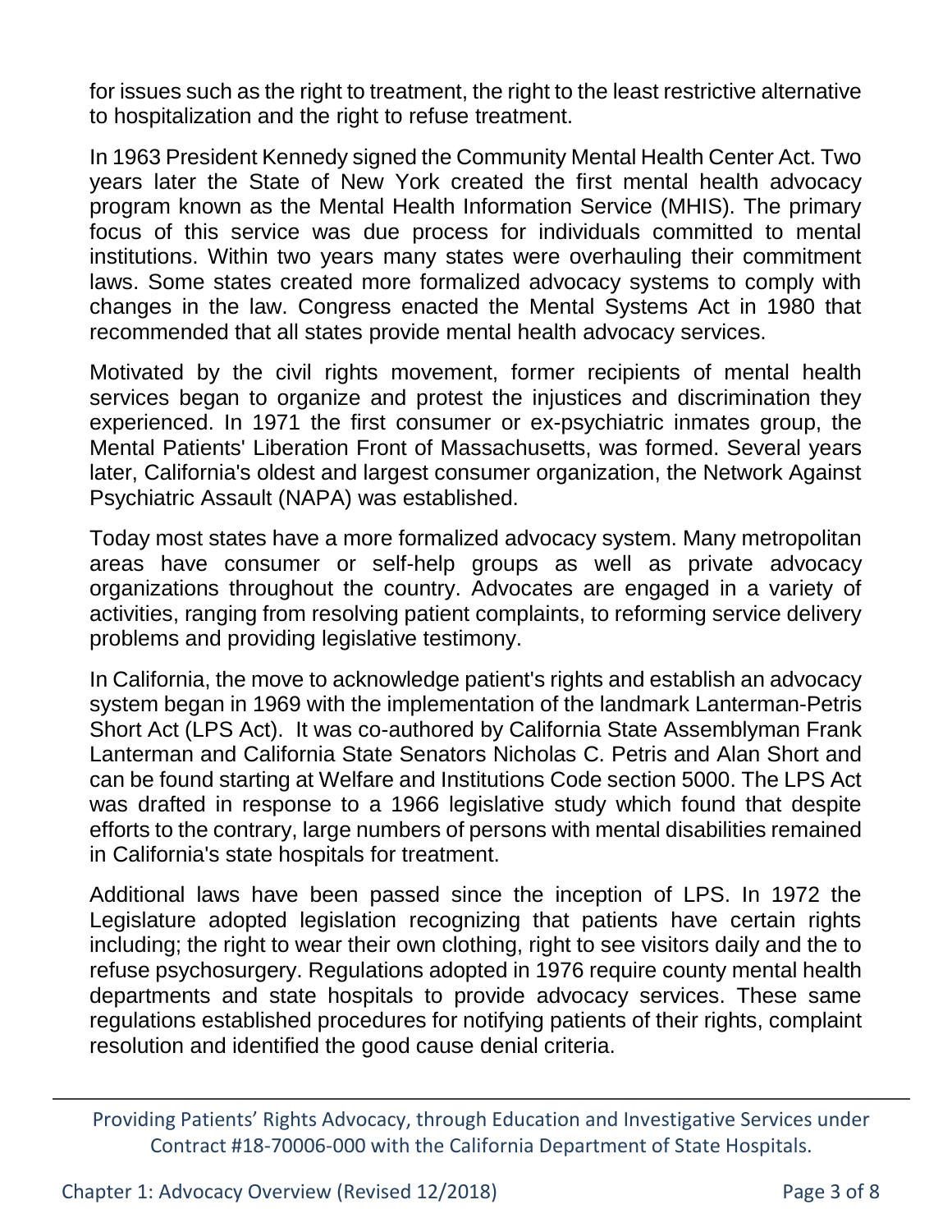for issues such as the right to treatment, the right to the least restrictive alternative to hospitalization and the right to refuse treatment.

In 1963 President Kennedy signed the Community Mental Health Center Act. Two years later the State of New York created the first mental health advocacy program known as the Mental Health Information Service (MHIS). The primary focus of this service was due process for individuals committed to mental institutions. Within two years many states were overhauling their commitment laws. Some states created more formalized advocacy systems to comply with changes in the law. Congress enacted the Mental Systems Act in 1980 that recommended that all states provide mental health advocacy services.

Motivated by the civil rights movement, former recipients of mental health services began to organize and protest the injustices and discrimination they experienced. In 1971 the first consumer or ex-psychiatric inmates group, the Mental Patients' Liberation Front of Massachusetts, was formed. Several years later, California's oldest and largest consumer organization, the Network Against Psychiatric Assault (NAPA) was established.

Today most states have a more formalized advocacy system. Many metropolitan areas have consumer or self-help groups as well as private advocacy organizations throughout the country. Advocates are engaged in a variety of activities, ranging from resolving patient complaints, to reforming service delivery problems and providing legislative testimony.

In California, the move to acknowledge patient's rights and establish an advocacy system began in 1969 with the implementation of the landmark Lanterman-Petris Short Act (LPS Act). It was co-authored by California State Assemblyman Frank Lanterman and California State Senators Nicholas C. Petris and Alan Short and can be found starting at Welfare and Institutions Code section 5000. The LPS Act was drafted in response to a 1966 legislative study which found that despite efforts to the contrary, large numbers of persons with mental disabilities remained in California's state hospitals for treatment.

Additional laws have been passed since the inception of LPS. In 1972 the Legislature adopted legislation recognizing that patients have certain rights including; the right to wear their own clothing, right to see visitors daily and the to refuse psychosurgery. Regulations adopted in 1976 require county mental health departments and state hospitals to provide advocacy services. These same regulations established procedures for notifying patients of their rights, complaint resolution and identified the good cause denial criteria.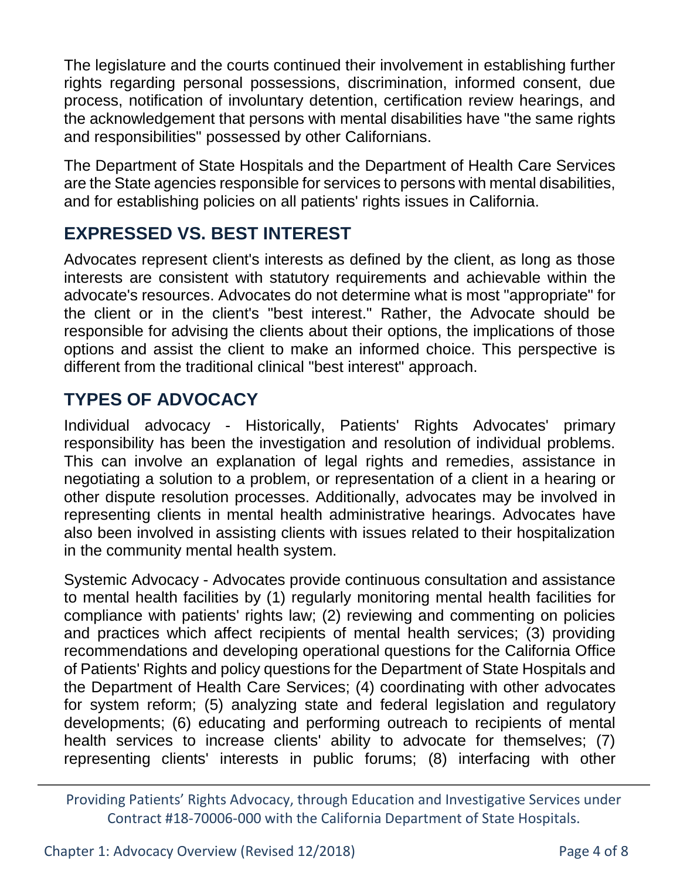The legislature and the courts continued their involvement in establishing further rights regarding personal possessions, discrimination, informed consent, due process, notification of involuntary detention, certification review hearings, and the acknowledgement that persons with mental disabilities have "the same rights and responsibilities" possessed by other Californians.

The Department of State Hospitals and the Department of Health Care Services are the State agencies responsible for services to persons with mental disabilities, and for establishing policies on all patients' rights issues in California.

## EXPRESSED VS. BEST INTEREST

Advocates represent client's interests as defined by the client, as long as those interests are consistent with statutory requirements and achievable within the advocate's resources. Advocates do not determine what is most "appropriate" for the client or in the client's "best interest." Rather, the Advocate should be responsible for advising the clients about their options, the implications of those options and assist the client to make an informed choice. This perspective is different from the traditional clinical "best interest" approach.

## TYPES OF ADVOCACY

Individual advocacy - Historically, Patients' Rights Advocates' primary responsibility has been the investigation and resolution of individual problems. This can involve an explanation of legal rights and remedies, assistance in negotiating a solution to a problem, or representation of a client in a hearing or other dispute resolution processes. Additionally, advocates may be involved in representing clients in mental health administrative hearings. Advocates have also been involved in assisting clients with issues related to their hospitalization in the community mental health system.

Systemic Advocacy - Advocates provide continuous consultation and assistance to mental health facilities by (1) regularly monitoring mental health facilities for compliance with patients' rights law; (2) reviewing and commenting on policies and practices which affect recipients of mental health services; (3) providing recommendations and developing operational questions for the California Office of Patients' Rights and policy questions for the Department of State Hospitals and the Department of Health Care Services; (4) coordinating with other advocates for system reform; (5) analyzing state and federal legislation and regulatory developments; (6) educating and performing outreach to recipients of mental health services to increase clients' ability to advocate for themselves; (7) representing clients' interests in public forums; (8) interfacing with other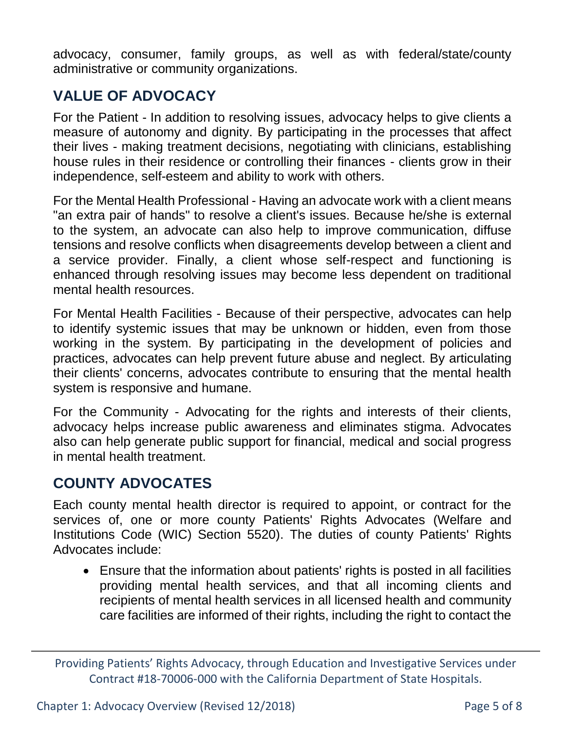advocacy, consumer, family groups, as well as with federal/state/county administrative or community organizations.

## VALUE OF ADVOCACY

For the Patient - In addition to resolving issues, advocacy helps to give clients a measure of autonomy and dignity. By participating in the processes that affect their lives - making treatment decisions, negotiating with clinicians, establishing house rules in their residence or controlling their finances - clients grow in their independence, self-esteem and ability to work with others.

For the Mental Health Professional - Having an advocate work with a client means "an extra pair of hands" to resolve a client's issues. Because he/she is external to the system, an advocate can also help to improve communication, diffuse tensions and resolve conflicts when disagreements develop between a client and a service provider. Finally, a client whose self-respect and functioning is enhanced through resolving issues may become less dependent on traditional mental health resources.

For Mental Health Facilities - Because of their perspective, advocates can help to identify systemic issues that may be unknown or hidden, even from those working in the system. By participating in the development of policies and practices, advocates can help prevent future abuse and neglect. By articulating their clients' concerns, advocates contribute to ensuring that the mental health system is responsive and humane.

For the Community - Advocating for the rights and interests of their clients, advocacy helps increase public awareness and eliminates stigma. Advocates also can help generate public support for financial, medical and social progress in mental health treatment.

## COUNTY ADVOCATES

Each county mental health director is required to appoint, or contract for the services of, one or more county Patients' Rights Advocates (Welfare and Institutions Code (WIC) Section 5520). The duties of county Patients' Rights Advocates include:

- Ensure that the information about patients' rights is posted in all facilities providing mental health services, and that all incoming clients and recipients of mental health services in all licensed health and community care facilities are informed of their rights, including the right to contact the

Providing Patients' Rights Advocacy, through Education and Investigative Services under Contract #18-70006-000 with the California Department of State Hospitals.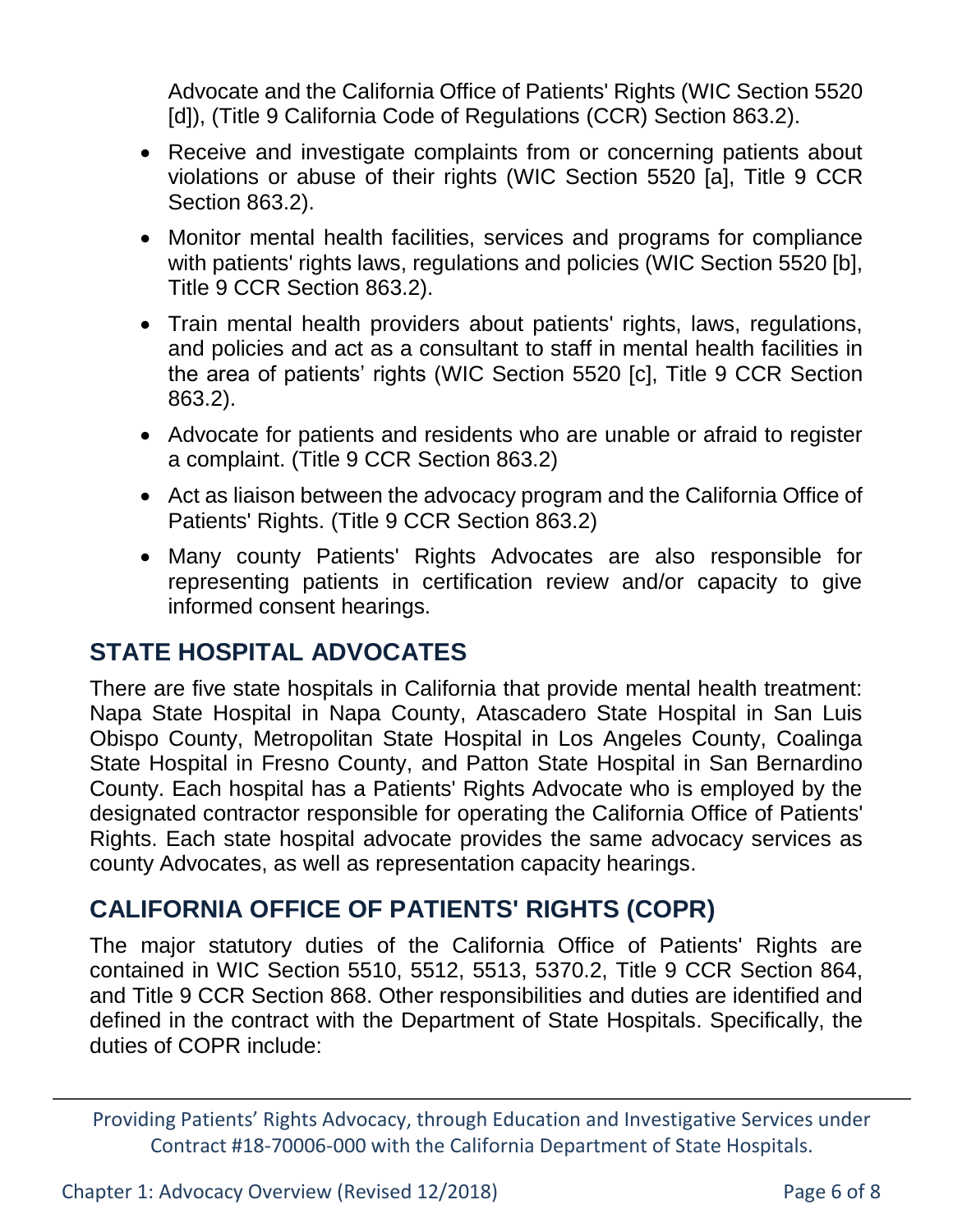Advocate and the California Office of Patients' Rights (WIC Section 5520 [d]), (Title 9 California Code of Regulations (CCR) Section 863.2).

- Receive and investigate complaints from or concerning patients about violations or abuse of their rights (WIC Section 5520 [a], Title 9 CCR Section 863.2).
- Monitor mental health facilities, services and programs for compliance with patients' rights laws, regulations and policies (WIC Section 5520 [b], Title 9 CCR Section 863.2).
- Train mental health providers about patients' rights, laws, regulations, and policies and act as a consultant to staff in mental health facilities in the area of patients' rights (WIC Section 5520 [c], Title 9 CCR Section 863.2).
- Advocate for patients and residents who are unable or afraid to register a complaint. (Title 9 CCR Section 863.2)
- Act as liaison between the advocacy program and the California Office of Patients' Rights. (Title 9 CCR Section 863.2)
- Many county Patients' Rights Advocates are also responsible for representing patients in certification review and/or capacity to give informed consent hearings.

## STATE HOSPITAL ADVOCATES

There are five state hospitals in California that provide mental health treatment: Napa State Hospital in Napa County, Atascadero State Hospital in San Luis Obispo County, Metropolitan State Hospital in Los Angeles County, Coalinga State Hospital in Fresno County, and Patton State Hospital in San Bernardino County. Each hospital has a Patients' Rights Advocate who is employed by the designated contractor responsible for operating the California Office of Patients' Rights. Each state hospital advocate provides the same advocacy services as county Advocates, as well as representation capacity hearings.

## CALIFORNIA OFFICE OF PATIENTS' RIGHTS (COPR)

The major statutory duties of the California Office of Patients' Rights are contained in WIC Section 5510, 5512, 5513, 5370.2, Title 9 CCR Section 864, and Title 9 CCR Section 868. Other responsibilities and duties are identified and defined in the contract with the Department of State Hospitals. Specifically, the duties of COPR include: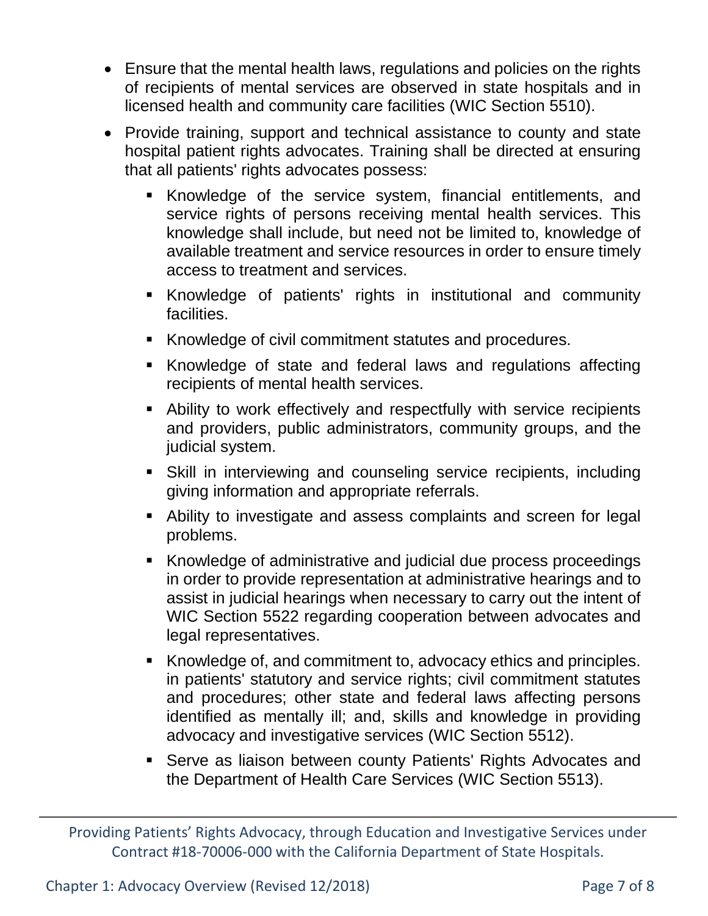- Ensure that the mental health laws, regulations and policies on the rights of recipients of mental services are observed in state hospitals and in licensed health and community care facilities (WIC Section 5510).
- Provide training, support and technical assistance to county and state hospital patient rights advocates. Training shall be directed at ensuring that all patients' rights advocates possess:
    - Knowledge of the service system, financial entitlements, and service rights of persons receiving mental health services. This knowledge shall include, but need not be limited to, knowledge of available treatment and service resources in order to ensure timely access to treatment and services.
    - Knowledge of patients' rights in institutional and community facilities.
    - Knowledge of civil commitment statutes and procedures.
    - Knowledge of state and federal laws and regulations affecting recipients of mental health services.
    - Ability to work effectively and respectfully with service recipients and providers, public administrators, community groups, and the judicial system.
    - Skill in interviewing and counseling service recipients, including giving information and appropriate referrals.
    - Ability to investigate and assess complaints and screen for legal problems.
    - Knowledge of administrative and judicial due process proceedings in order to provide representation at administrative hearings and to assist in judicial hearings when necessary to carry out the intent of WIC Section 5522 regarding cooperation between advocates and legal representatives.
    - Knowledge of, and commitment to, advocacy ethics and principles. in patients' statutory and service rights; civil commitment statutes and procedures; other state and federal laws affecting persons identified as mentally ill; and, skills and knowledge in providing advocacy and investigative services (WIC Section 5512).
    - Serve as liaison between county Patients' Rights Advocates and the Department of Health Care Services (WIC Section 5513).

Providing Patients' Rights Advocacy, through Education and Investigative Services under Contract #18-70006-000 with the California Department of State Hospitals.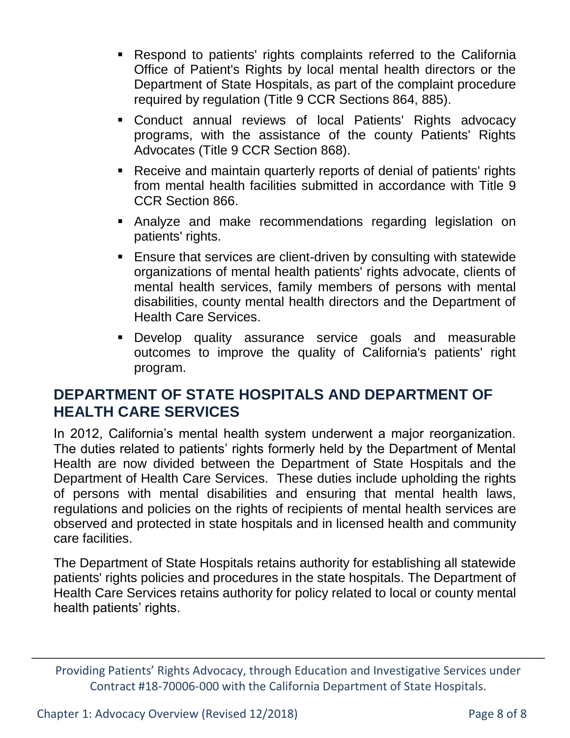- Respond to patients' rights complaints referred to the California Office of Patient's Rights by local mental health directors or the Department of State Hospitals, as part of the complaint procedure required by regulation (Title 9 CCR Sections 864, 885).
- Conduct annual reviews of local Patients' Rights advocacy programs, with the assistance of the county Patients' Rights Advocates (Title 9 CCR Section 868).
- Receive and maintain quarterly reports of denial of patients' rights from mental health facilities submitted in accordance with Title 9 CCR Section 866.
- Analyze and make recommendations regarding legislation on patients' rights.
- Ensure that services are client-driven by consulting with statewide organizations of mental health patients' rights advocate, clients of mental health services, family members of persons with mental disabilities, county mental health directors and the Department of Health Care Services.
- Develop quality assurance service goals and measurable outcomes to improve the quality of California's patients' right program.

## DEPARTMENT OF STATE HOSPITALS AND DEPARTMENT OF HEALTH CARE SERVICES

In 2012, California's mental health system underwent a major reorganization. The duties related to patients' rights formerly held by the Department of Mental Health are now divided between the Department of State Hospitals and the Department of Health Care Services. These duties include upholding the rights of persons with mental disabilities and ensuring that mental health laws, regulations and policies on the rights of recipients of mental health services are observed and protected in state hospitals and in licensed health and community care facilities.

The Department of State Hospitals retains authority for establishing all statewide patients' rights policies and procedures in the state hospitals. The Department of Health Care Services retains authority for policy related to local or county mental health patients' rights.